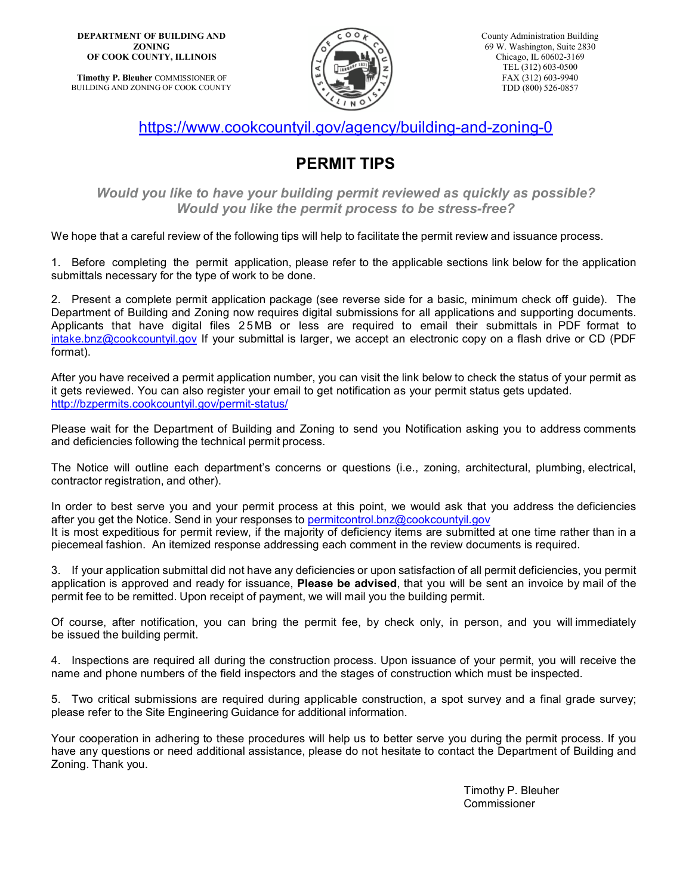**DEPARTMENT OF BUILDING AND ZONING OF COOK COUNTY, ILLINOIS**

**Timothy P. Bleuher** COMMISSIONER OF BUILDING AND ZONING OF COOK COUNTY

County Administration Building
69 W. Washington, Suite 2830
Chicago, IL 60602-3169
TEL (312) 603-0500
FAX (312) 603-9940
TDD (800) 526-0857

https://www.cookcountyil.gov/agency/building-and-zoning-0

# PERMIT TIPS

***Would you like to have your building permit reviewed as quickly as possible?***
***Would you like the permit process to be stress-free?***

We hope that a careful review of the following tips will help to facilitate the permit review and issuance process.

1. Before completing the permit application, please refer to the applicable sections link below for the application submittals necessary for the type of work to be done.

2. Present a complete permit application package (see reverse side for a basic, minimum check off guide). The Department of Building and Zoning now requires digital submissions for all applications and supporting documents. Applicants that have digital files 25MB or less are required to email their submittals in PDF format to intake.bnz@cookcountyil.gov If your submittal is larger, we accept an electronic copy on a flash drive or CD (PDF format).

After you have received a permit application number, you can visit the link below to check the status of your permit as it gets reviewed. You can also register your email to get notification as your permit status gets updated.
http://bzpermits.cookcountyil.gov/permit-status/

Please wait for the Department of Building and Zoning to send you Notification asking you to address comments and deficiencies following the technical permit process.

The Notice will outline each department's concerns or questions (i.e., zoning, architectural, plumbing, electrical, contractor registration, and other).

In order to best serve you and your permit process at this point, we would ask that you address the deficiencies after you get the Notice. Send in your responses to permitcontrol.bnz@cookcountyil.gov
It is most expeditious for permit review, if the majority of deficiency items are submitted at one time rather than in a piecemeal fashion. An itemized response addressing each comment in the review documents is required.

3. If your application submittal did not have any deficiencies or upon satisfaction of all permit deficiencies, you permit application is approved and ready for issuance, **Please be advised**, that you will be sent an invoice by mail of the permit fee to be remitted. Upon receipt of payment, we will mail you the building permit.

Of course, after notification, you can bring the permit fee, by check only, in person, and you will immediately be issued the building permit.

4. Inspections are required all during the construction process. Upon issuance of your permit, you will receive the name and phone numbers of the field inspectors and the stages of construction which must be inspected.

5. Two critical submissions are required during applicable construction, a spot survey and a final grade survey; please refer to the Site Engineering Guidance for additional information.

Your cooperation in adhering to these procedures will help us to better serve you during the permit process. If you have any questions or need additional assistance, please do not hesitate to contact the Department of Building and Zoning. Thank you.

Timothy P. Bleuher
Commissioner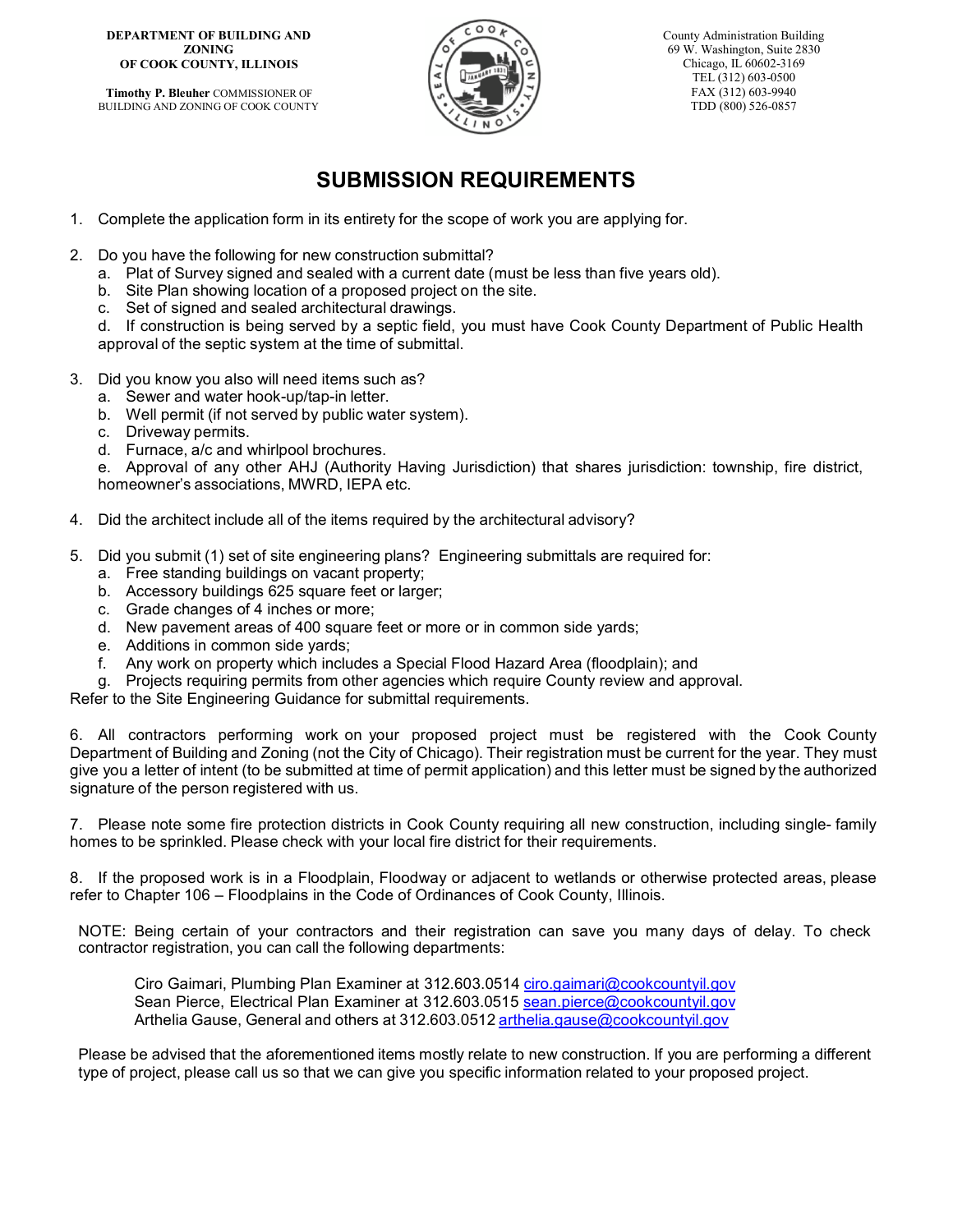**DEPARTMENT OF BUILDING AND ZONING OF COOK COUNTY, ILLINOIS**

**Timothy P. Bleuher** COMMISSIONER OF BUILDING AND ZONING OF COOK COUNTY

County Administration Building
69 W. Washington, Suite 2830
Chicago, IL 60602-3169
TEL (312) 603-0500
FAX (312) 603-9940
TDD (800) 526-0857

# SUBMISSION REQUIREMENTS

1. Complete the application form in its entirety for the scope of work you are applying for.

2. Do you have the following for new construction submittal?
   a. Plat of Survey signed and sealed with a current date (must be less than five years old).
   b. Site Plan showing location of a proposed project on the site.
   c. Set of signed and sealed architectural drawings.
   d. If construction is being served by a septic field, you must have Cook County Department of Public Health approval of the septic system at the time of submittal.

3. Did you know you also will need items such as?
   a. Sewer and water hook-up/tap-in letter.
   b. Well permit (if not served by public water system).
   c. Driveway permits.
   d. Furnace, a/c and whirlpool brochures.
   e. Approval of any other AHJ (Authority Having Jurisdiction) that shares jurisdiction: township, fire district, homeowner's associations, MWRD, IEPA etc.

4. Did the architect include all of the items required by the architectural advisory?

5. Did you submit (1) set of site engineering plans? Engineering submittals are required for:
   a. Free standing buildings on vacant property;
   b. Accessory buildings 625 square feet or larger;
   c. Grade changes of 4 inches or more;
   d. New pavement areas of 400 square feet or more or in common side yards;
   e. Additions in common side yards;
   f. Any work on property which includes a Special Flood Hazard Area (floodplain); and
   g. Projects requiring permits from other agencies which require County review and approval.

Refer to the Site Engineering Guidance for submittal requirements.

6. All contractors performing work on your proposed project must be registered with the Cook County Department of Building and Zoning (not the City of Chicago). Their registration must be current for the year. They must give you a letter of intent (to be submitted at time of permit application) and this letter must be signed by the authorized signature of the person registered with us.

7. Please note some fire protection districts in Cook County requiring all new construction, including single- family homes to be sprinkled. Please check with your local fire district for their requirements.

8. If the proposed work is in a Floodplain, Floodway or adjacent to wetlands or otherwise protected areas, please refer to Chapter 106 – Floodplains in the Code of Ordinances of Cook County, Illinois.

NOTE: Being certain of your contractors and their registration can save you many days of delay. To check contractor registration, you can call the following departments:

Ciro Gaimari, Plumbing Plan Examiner at 312.603.0514 ciro.gaimari@cookcountyil.gov
Sean Pierce, Electrical Plan Examiner at 312.603.0515 sean.pierce@cookcountyil.gov
Arthelia Gause, General and others at 312.603.0512 arthelia.gause@cookcountyil.gov

Please be advised that the aforementioned items mostly relate to new construction. If you are performing a different type of project, please call us so that we can give you specific information related to your proposed project.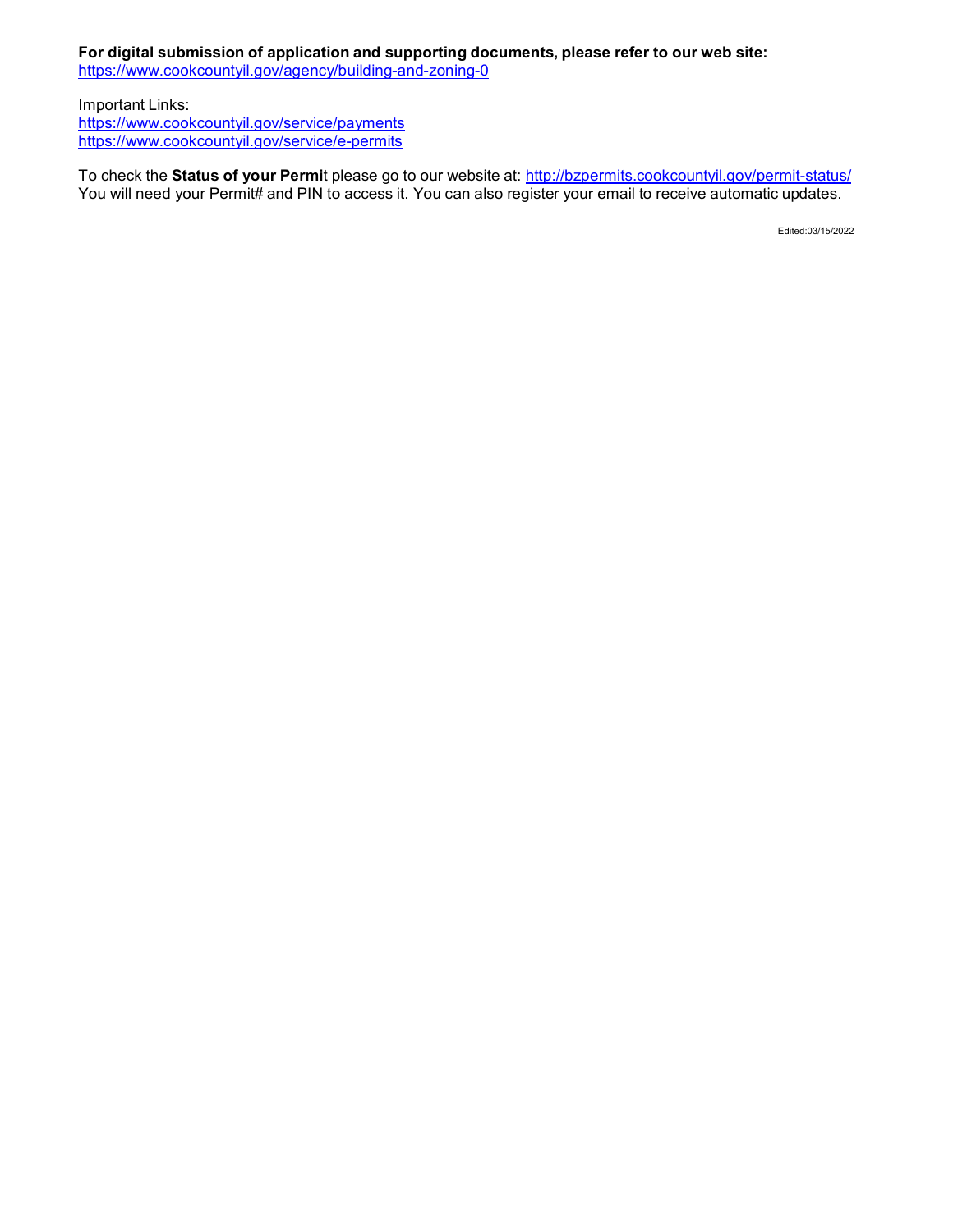**For digital submission of application and supporting documents, please refer to our web site:**
https://www.cookcountyil.gov/agency/building-and-zoning-0

Important Links:
https://www.cookcountyil.gov/service/payments
https://www.cookcountyil.gov/service/e-permits

To check the **Status of your Permi**t please go to our website at: http://bzpermits.cookcountyil.gov/permit-status/
You will need your Permit# and PIN to access it. You can also register your email to receive automatic updates.

Edited:03/15/2022